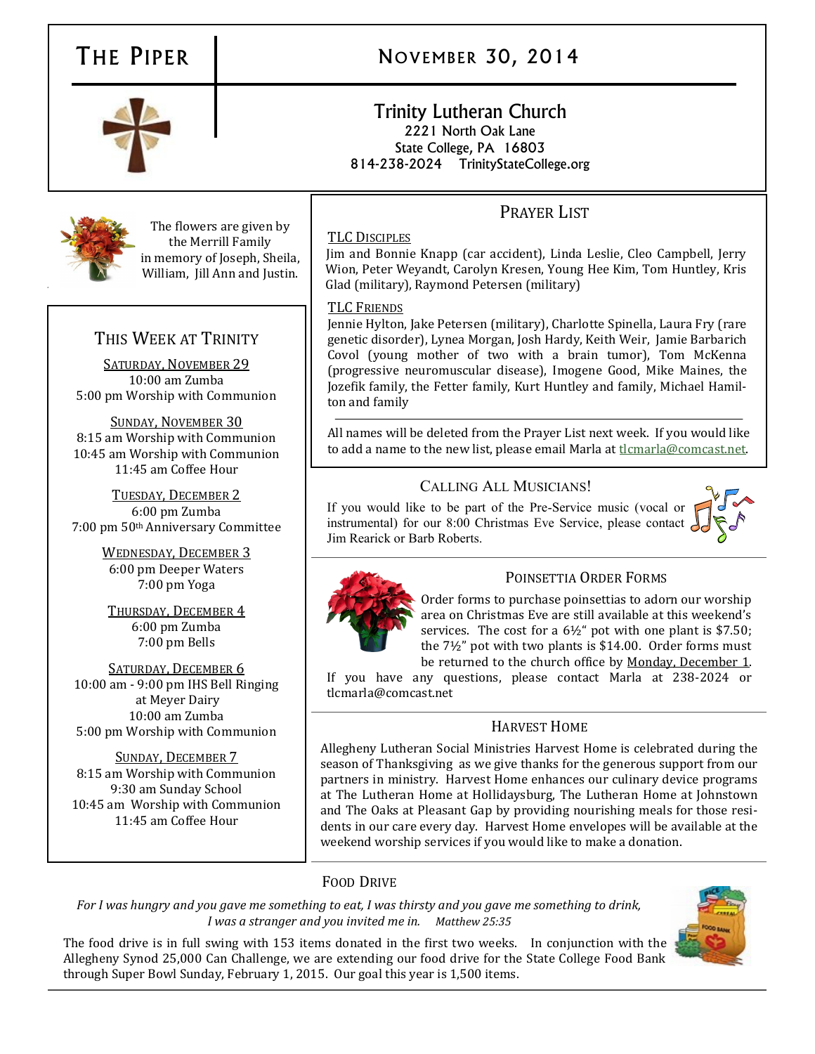# The Piper

## November 30, 2014

**Trinity Lutheran Church**
2221 North Oak Lane
State College, PA 16803
814-238-2024 TrinityStateCollege.org

The flowers are given by the Merrill Family in memory of Joseph, Sheila, William, Jill Ann and Justin.

## This Week at Trinity

**Saturday, November 29**
10:00 am Zumba
5:00 pm Worship with Communion

**Sunday, November 30**
8:15 am Worship with Communion
10:45 am Worship with Communion
11:45 am Coffee Hour

**Tuesday, December 2**
6:00 pm Zumba
7:00 pm 50th Anniversary Committee

**Wednesday, December 3**
6:00 pm Deeper Waters
7:00 pm Yoga

**Thursday, December 4**
6:00 pm Zumba
7:00 pm Bells

**Saturday, December 6**
10:00 am - 9:00 pm IHS Bell Ringing at Meyer Dairy
10:00 am Zumba
5:00 pm Worship with Communion

**Sunday, December 7**
8:15 am Worship with Communion
9:30 am Sunday School
10:45 am Worship with Communion
11:45 am Coffee Hour

## Prayer List

**TLC Disciples**
Jim and Bonnie Knapp (car accident), Linda Leslie, Cleo Campbell, Jerry Wion, Peter Weyandt, Carolyn Kresen, Young Hee Kim, Tom Huntley, Kris Glad (military), Raymond Petersen (military)

**TLC Friends**
Jennie Hylton, Jake Petersen (military), Charlotte Spinella, Laura Fry (rare genetic disorder), Lynea Morgan, Josh Hardy, Keith Weir, Jamie Barbarich Covol (young mother of two with a brain tumor), Tom McKenna (progressive neuromuscular disease), Imogene Good, Mike Maines, the Jozefik family, the Fetter family, Kurt Huntley and family, Michael Hamilton and family

All names will be deleted from the Prayer List next week. If you would like to add a name to the new list, please email Marla at tlcmarla@comcast.net.

## Calling All Musicians!

If you would like to be part of the Pre-Service music (vocal or instrumental) for our 8:00 Christmas Eve Service, please contact Jim Rearick or Barb Roberts.

## Poinsettia Order Forms

Order forms to purchase poinsettias to adorn our worship area on Christmas Eve are still available at this weekend's services. The cost for a 6½" pot with one plant is $7.50; the 7½" pot with two plants is $14.00. Order forms must be returned to the church office by Monday, December 1. If you have any questions, please contact Marla at 238-2024 or tlcmarla@comcast.net

## Harvest Home

Allegheny Lutheran Social Ministries Harvest Home is celebrated during the season of Thanksgiving as we give thanks for the generous support from our partners in ministry. Harvest Home enhances our culinary device programs at The Lutheran Home at Hollidaysburg, The Lutheran Home at Johnstown and The Oaks at Pleasant Gap by providing nourishing meals for those residents in our care every day. Harvest Home envelopes will be available at the weekend worship services if you would like to make a donation.

## Food Drive

*For I was hungry and you gave me something to eat, I was thirsty and you gave me something to drink, I was a stranger and you invited me in. Matthew 25:35*

The food drive is in full swing with 153 items donated in the first two weeks. In conjunction with the Allegheny Synod 25,000 Can Challenge, we are extending our food drive for the State College Food Bank through Super Bowl Sunday, February 1, 2015. Our goal this year is 1,500 items.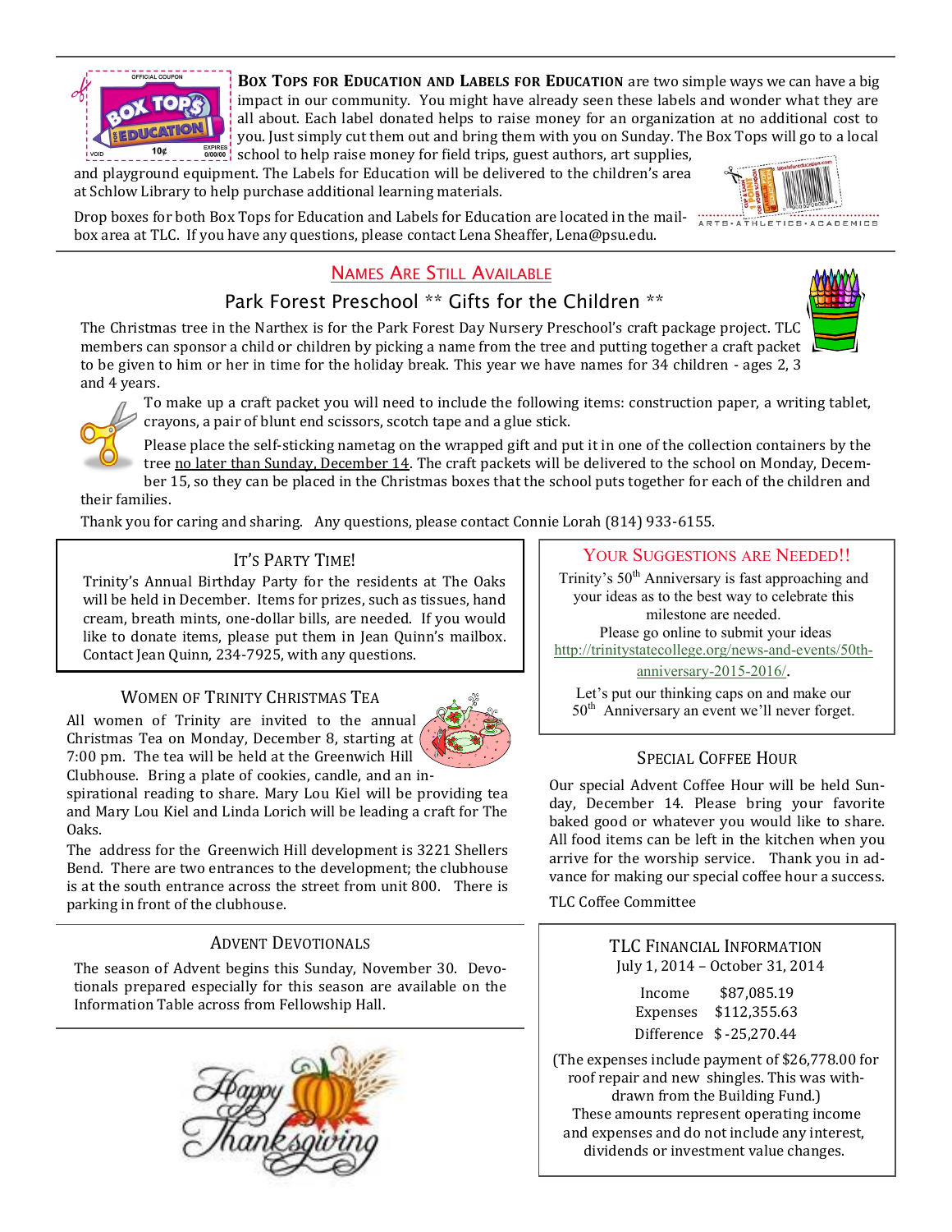**Box Tops for Education and Labels for Education** are two simple ways we can have a big impact in our community. You might have already seen these labels and wonder what they are all about. Each label donated helps to raise money for an organization at no additional cost to you. Just simply cut them out and bring them with you on Sunday. The Box Tops will go to a local school to help raise money for field trips, guest authors, art supplies, and playground equipment. The Labels for Education will be delivered to the children's area at Schlow Library to help purchase additional learning materials.

Drop boxes for both Box Tops for Education and Labels for Education are located in the mailbox area at TLC. If you have any questions, please contact Lena Sheaffer, Lena@psu.edu.

## Names Are Still Available

### Park Forest Preschool ** Gifts for the Children **

The Christmas tree in the Narthex is for the Park Forest Day Nursery Preschool's craft package project. TLC members can sponsor a child or children by picking a name from the tree and putting together a craft packet to be given to him or her in time for the holiday break. This year we have names for 34 children - ages 2, 3 and 4 years.

To make up a craft packet you will need to include the following items: construction paper, a writing tablet, crayons, a pair of blunt end scissors, scotch tape and a glue stick.

Please place the self-sticking nametag on the wrapped gift and put it in one of the collection containers by the tree no later than Sunday, December 14. The craft packets will be delivered to the school on Monday, December 15, so they can be placed in the Christmas boxes that the school puts together for each of the children and their families.

Thank you for caring and sharing. Any questions, please contact Connie Lorah (814) 933-6155.

## It's Party Time!

Trinity's Annual Birthday Party for the residents at The Oaks will be held in December. Items for prizes, such as tissues, hand cream, breath mints, one-dollar bills, are needed. If you would like to donate items, please put them in Jean Quinn's mailbox. Contact Jean Quinn, 234-7925, with any questions.

## Women of Trinity Christmas Tea

All women of Trinity are invited to the annual Christmas Tea on Monday, December 8, starting at 7:00 pm. The tea will be held at the Greenwich Hill Clubhouse. Bring a plate of cookies, candle, and an inspirational reading to share. Mary Lou Kiel will be providing tea and Mary Lou Kiel and Linda Lorich will be leading a craft for The Oaks.

The address for the Greenwich Hill development is 3221 Shellers Bend. There are two entrances to the development; the clubhouse is at the south entrance across the street from unit 800. There is parking in front of the clubhouse.

## Advent Devotionals

The season of Advent begins this Sunday, November 30. Devotionals prepared especially for this season are available on the Information Table across from Fellowship Hall.

Happy Thanksgiving

## Your Suggestions are Needed!!

Trinity's 50th Anniversary is fast approaching and your ideas as to the best way to celebrate this milestone are needed.

Please go online to submit your ideas http://trinitystatecollege.org/news-and-events/50th-anniversary-2015-2016/.

Let's put our thinking caps on and make our 50th Anniversary an event we'll never forget.

## Special Coffee Hour

Our special Advent Coffee Hour will be held Sunday, December 14. Please bring your favorite baked good or whatever you would like to share. All food items can be left in the kitchen when you arrive for the worship service. Thank you in advance for making our special coffee hour a success.

TLC Coffee Committee

## TLC Financial Information

July 1, 2014 – October 31, 2014

| | |
|---|---|
| Income | $87,085.19 |
| Expenses | $112,355.63 |
| Difference | $ -25,270.44 |

(The expenses include payment of $26,778.00 for roof repair and new shingles. This was withdrawn from the Building Fund.)

These amounts represent operating income and expenses and do not include any interest, dividends or investment value changes.